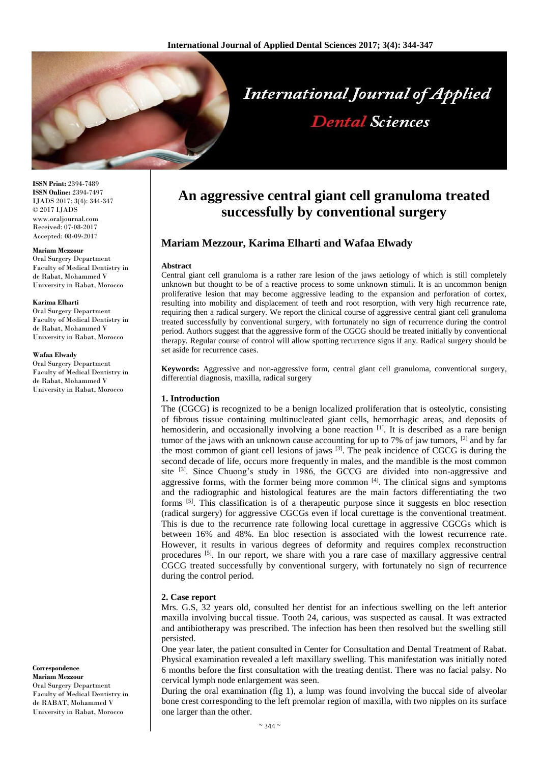**ISSN Print:** 2394-7489
**ISSN Online:** 2394-7497
IJADS 2017; 3(4): 344-347
© 2017 IJADS
www.oraljournal.com
Received: 07-08-2017
Accepted: 08-09-2017

**Mariam Mezzour**
Oral Surgery Department Faculty of Medical Dentistry in de Rabat, Mohammed V University in Rabat, Morocco

**Karima Elharti**
Oral Surgery Department Faculty of Medical Dentistry in de Rabat, Mohammed V University in Rabat, Morocco

**Wafaa Elwady**
Oral Surgery Department Faculty of Medical Dentistry in de Rabat, Mohammed V University in Rabat, Morocco

**Correspondence**
**Mariam Mezzour**
Oral Surgery Department Faculty of Medical Dentistry in de RABAT, Mohammed V University in Rabat, Morocco

# An aggressive central giant cell granuloma treated successfully by conventional surgery

## Mariam Mezzour, Karima Elharti and Wafaa Elwady

### Abstract

Central giant cell granuloma is a rather rare lesion of the jaws aetiology of which is still completely unknown but thought to be of a reactive process to some unknown stimuli. It is an uncommon benign proliferative lesion that may become aggressive leading to the expansion and perforation of cortex, resulting into mobility and displacement of teeth and root resorption, with very high recurrence rate, requiring then a radical surgery. We report the clinical course of aggressive central giant cell granuloma treated successfully by conventional surgery, with fortunately no sign of recurrence during the control period. Authors suggest that the aggressive form of the CGCG should be treated initially by conventional therapy. Regular course of control will allow spotting recurrence signs if any. Radical surgery should be set aside for recurrence cases.

**Keywords:** Aggressive and non-aggressive form, central giant cell granuloma, conventional surgery, differential diagnosis, maxilla, radical surgery

### 1. Introduction

The (CGCG) is recognized to be a benign localized proliferation that is osteolytic, consisting of fibrous tissue containing multinucleated giant cells, hemorrhagic areas, and deposits of hemosiderin, and occasionally involving a bone reaction [1]. It is described as a rare benign tumor of the jaws with an unknown cause accounting for up to 7% of jaw tumors, [2] and by far the most common of giant cell lesions of jaws [3]. The peak incidence of CGCG is during the second decade of life, occurs more frequently in males, and the mandible is the most common site [3]. Since Chuong's study in 1986, the GCCG are divided into non-aggressive and aggressive forms, with the former being more common [4]. The clinical signs and symptoms and the radiographic and histological features are the main factors differentiating the two forms [5]. This classification is of a therapeutic purpose since it suggests en bloc resection (radical surgery) for aggressive CGCGs even if local curettage is the conventional treatment. This is due to the recurrence rate following local curettage in aggressive CGCGs which is between 16% and 48%. En bloc resection is associated with the lowest recurrence rate. However, it results in various degrees of deformity and requires complex reconstruction procedures [5]. In our report, we share with you a rare case of maxillary aggressive central CGCG treated successfully by conventional surgery, with fortunately no sign of recurrence during the control period.

### 2. Case report

Mrs. G.S, 32 years old, consulted her dentist for an infectious swelling on the left anterior maxilla involving buccal tissue. Tooth 24, carious, was suspected as causal. It was extracted and antibiotherapy was prescribed. The infection has been then resolved but the swelling still persisted.

One year later, the patient consulted in Center for Consultation and Dental Treatment of Rabat. Physical examination revealed a left maxillary swelling. This manifestation was initially noted 6 months before the first consultation with the treating dentist. There was no facial palsy. No cervical lymph node enlargement was seen.

During the oral examination (fig 1), a lump was found involving the buccal side of alveolar bone crest corresponding to the left premolar region of maxilla, with two nipples on its surface one larger than the other.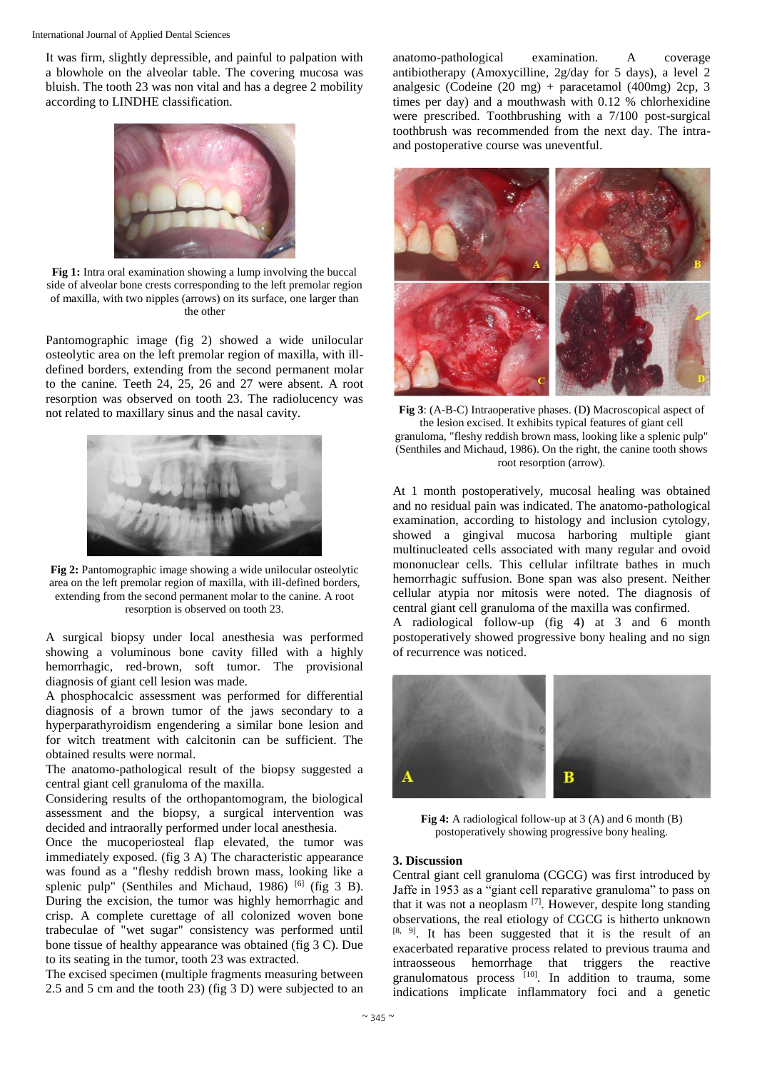It was firm, slightly depressible, and painful to palpation with a blowhole on the alveolar table. The covering mucosa was bluish. The tooth 23 was non vital and has a degree 2 mobility according to LINDHE classification.

**Fig 1:** Intra oral examination showing a lump involving the buccal side of alveolar bone crests corresponding to the left premolar region of maxilla, with two nipples (arrows) on its surface, one larger than the other

Pantomographic image (fig 2) showed a wide unilocular osteolytic area on the left premolar region of maxilla, with ill-defined borders, extending from the second permanent molar to the canine. Teeth 24, 25, 26 and 27 were absent. A root resorption was observed on tooth 23. The radiolucency was not related to maxillary sinus and the nasal cavity.

**Fig 2:** Pantomographic image showing a wide unilocular osteolytic area on the left premolar region of maxilla, with ill-defined borders, extending from the second permanent molar to the canine. A root resorption is observed on tooth 23.

A surgical biopsy under local anesthesia was performed showing a voluminous bone cavity filled with a highly hemorrhagic, red-brown, soft tumor. The provisional diagnosis of giant cell lesion was made.

A phosphocalcic assessment was performed for differential diagnosis of a brown tumor of the jaws secondary to a hyperparathyroidism engendering a similar bone lesion and for witch treatment with calcitonin can be sufficient. The obtained results were normal.

The anatomo-pathological result of the biopsy suggested a central giant cell granuloma of the maxilla.

Considering results of the orthopantomogram, the biological assessment and the biopsy, a surgical intervention was decided and intraorally performed under local anesthesia.

Once the mucoperiosteal flap elevated, the tumor was immediately exposed. (fig 3 A) The characteristic appearance was found as a "fleshy reddish brown mass, looking like a splenic pulp" (Senthiles and Michaud, 1986) [6] (fig 3 B). During the excision, the tumor was highly hemorrhagic and crisp. A complete curettage of all colonized woven bone trabeculae of "wet sugar" consistency was performed until bone tissue of healthy appearance was obtained (fig 3 C). Due to its seating in the tumor, tooth 23 was extracted.

The excised specimen (multiple fragments measuring between 2.5 and 5 cm and the tooth 23) (fig 3 D) were subjected to an anatomo-pathological examination. A coverage antibiotherapy (Amoxycilline, 2g/day for 5 days), a level 2 analgesic (Codeine (20 mg) + paracetamol (400mg) 2cp, 3 times per day) and a mouthwash with 0.12 % chlorhexidine were prescribed. Toothbrushing with a 7/100 post-surgical toothbrush was recommended from the next day. The intra- and postoperative course was uneventful.

**Fig 3**: (A-B-C) Intraoperative phases. (D**)** Macroscopical aspect of the lesion excised. It exhibits typical features of giant cell granuloma, "fleshy reddish brown mass, looking like a splenic pulp" (Senthiles and Michaud, 1986). On the right, the canine tooth shows root resorption (arrow).

At 1 month postoperatively, mucosal healing was obtained and no residual pain was indicated. The anatomo-pathological examination, according to histology and inclusion cytology, showed a gingival mucosa harboring multiple giant multinucleated cells associated with many regular and ovoid mononuclear cells. This cellular infiltrate bathes in much hemorrhagic suffusion. Bone span was also present. Neither cellular atypia nor mitosis were noted. The diagnosis of central giant cell granuloma of the maxilla was confirmed.

A radiological follow-up (fig 4) at 3 and 6 month postoperatively showed progressive bony healing and no sign of recurrence was noticed.

**Fig 4:** A radiological follow-up at 3 (A) and 6 month (B) postoperatively showing progressive bony healing.

### 3. Discussion

Central giant cell granuloma (CGCG) was first introduced by Jaffe in 1953 as a "giant cell reparative granuloma" to pass on that it was not a neoplasm [7]. However, despite long standing observations, the real etiology of CGCG is hitherto unknown [8, 9]. It has been suggested that it is the result of an exacerbated reparative process related to previous trauma and intraosseous hemorrhage that triggers the reactive granulomatous process [10]. In addition to trauma, some indications implicate inflammatory foci and a genetic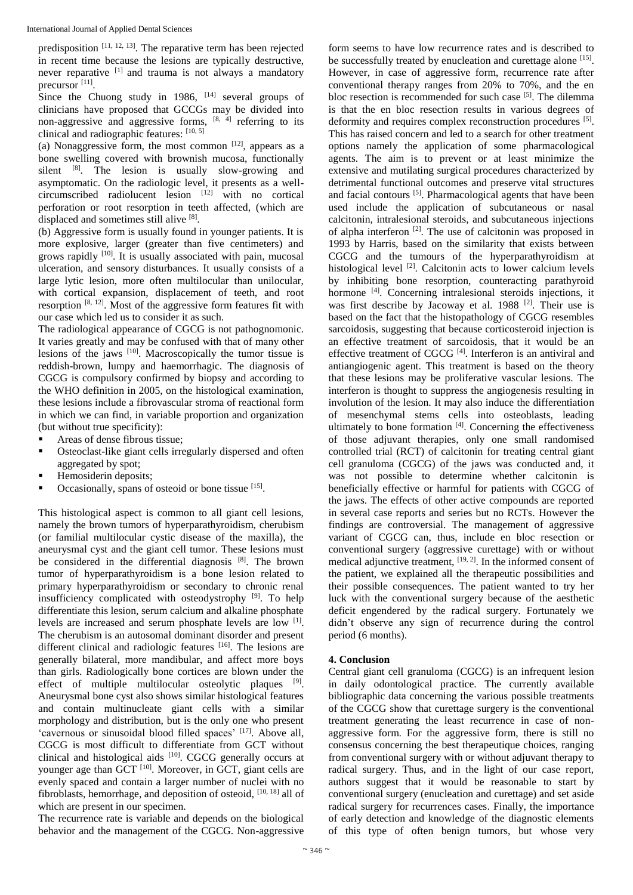predisposition [11, 12, 13]. The reparative term has been rejected in recent time because the lesions are typically destructive, never reparative [1] and trauma is not always a mandatory precursor [11].

Since the Chuong study in 1986, [14] several groups of clinicians have proposed that GCCGs may be divided into non-aggressive and aggressive forms, [8, 4] referring to its clinical and radiographic features: [10, 5]

(a) Nonaggressive form, the most common [12], appears as a bone swelling covered with brownish mucosa, functionally silent [8]. The lesion is usually slow-growing and asymptomatic. On the radiologic level, it presents as a well-circumscribed radiolucent lesion [12] with no cortical perforation or root resorption in teeth affected, (which are displaced and sometimes still alive [8].

(b) Aggressive form is usually found in younger patients. It is more explosive, larger (greater than five centimeters) and grows rapidly [10]. It is usually associated with pain, mucosal ulceration, and sensory disturbances. It usually consists of a large lytic lesion, more often multilocular than unilocular, with cortical expansion, displacement of teeth, and root resorption [8, 12]. Most of the aggressive form features fit with our case which led us to consider it as such.

The radiological appearance of CGCG is not pathognomonic. It varies greatly and may be confused with that of many other lesions of the jaws [10]. Macroscopically the tumor tissue is reddish-brown, lumpy and haemorrhagic. The diagnosis of CGCG is compulsory confirmed by biopsy and according to the WHO definition in 2005, on the histological examination, these lesions include a fibrovascular stroma of reactional form in which we can find, in variable proportion and organization (but without true specificity):

- Areas of dense fibrous tissue;
- Osteoclast-like giant cells irregularly dispersed and often aggregated by spot;
- Hemosiderin deposits;
- Occasionally, spans of osteoid or bone tissue [15].

This histological aspect is common to all giant cell lesions, namely the brown tumors of hyperparathyroidism, cherubism (or familial multilocular cystic disease of the maxilla), the aneurysmal cyst and the giant cell tumor. These lesions must be considered in the differential diagnosis [8]. The brown tumor of hyperparathyroidism is a bone lesion related to primary hyperparathyroidism or secondary to chronic renal insufficiency complicated with osteodystrophy [9]. To help differentiate this lesion, serum calcium and alkaline phosphate levels are increased and serum phosphate levels are low [1]. The cherubism is an autosomal dominant disorder and present different clinical and radiologic features [16]. The lesions are generally bilateral, more mandibular, and affect more boys than girls. Radiologically bone cortices are blown under the effect of multiple multilocular osteolytic plaques [9]. Aneurysmal bone cyst also shows similar histological features and contain multinucleate giant cells with a similar morphology and distribution, but is the only one who present 'cavernous or sinusoidal blood filled spaces' [17]. Above all, CGCG is most difficult to differentiate from GCT without clinical and histological aids [10]. CGCG generally occurs at younger age than GCT [10]. Moreover, in GCT, giant cells are evenly spaced and contain a larger number of nuclei with no fibroblasts, hemorrhage, and deposition of osteoid, [10, 18] all of which are present in our specimen.

The recurrence rate is variable and depends on the biological behavior and the management of the CGCG. Non-aggressive form seems to have low recurrence rates and is described to be successfully treated by enucleation and curettage alone [15]. However, in case of aggressive form, recurrence rate after conventional therapy ranges from 20% to 70%, and the en bloc resection is recommended for such case [5]. The dilemma is that the en bloc resection results in various degrees of deformity and requires complex reconstruction procedures [5]. This has raised concern and led to a search for other treatment options namely the application of some pharmacological agents. The aim is to prevent or at least minimize the extensive and mutilating surgical procedures characterized by detrimental functional outcomes and preserve vital structures and facial contours [5]. Pharmacological agents that have been used include the application of subcutaneous or nasal calcitonin, intralesional steroids, and subcutaneous injections of alpha interferon [2]. The use of calcitonin was proposed in 1993 by Harris, based on the similarity that exists between CGCG and the tumours of the hyperparathyroidism at histological level [2]. Calcitonin acts to lower calcium levels by inhibiting bone resorption, counteracting parathyroid hormone [4]. Concerning intralesional steroids injections, it was first describe by Jacoway et al. 1988 [2]. Their use is based on the fact that the histopathology of CGCG resembles sarcoidosis, suggesting that because corticosteroid injection is an effective treatment of sarcoidosis, that it would be an effective treatment of CGCG [4]. Interferon is an antiviral and antiangiogenic agent. This treatment is based on the theory that these lesions may be proliferative vascular lesions. The interferon is thought to suppress the angiogenesis resulting in involution of the lesion. It may also induce the differentiation of mesenchymal stems cells into osteoblasts, leading ultimately to bone formation [4]. Concerning the effectiveness of those adjuvant therapies, only one small randomised controlled trial (RCT) of calcitonin for treating central giant cell granuloma (CGCG) of the jaws was conducted and, it was not possible to determine whether calcitonin is beneficially effective or harmful for patients with CGCG of the jaws. The effects of other active compounds are reported in several case reports and series but no RCTs. However the findings are controversial. The management of aggressive variant of CGCG can, thus, include en bloc resection or conventional surgery (aggressive curettage) with or without medical adjunctive treatment, [19, 2]. In the informed consent of the patient, we explained all the therapeutic possibilities and their possible consequences. The patient wanted to try her luck with the conventional surgery because of the aesthetic deficit engendered by the radical surgery. Fortunately we didn't observe any sign of recurrence during the control period (6 months).

## 4. Conclusion

Central giant cell granuloma (CGCG) is an infrequent lesion in daily odontological practice. The currently available bibliographic data concerning the various possible treatments of the CGCG show that curettage surgery is the conventional treatment generating the least recurrence in case of non-aggressive form. For the aggressive form, there is still no consensus concerning the best therapeutique choices, ranging from conventional surgery with or without adjuvant therapy to radical surgery. Thus, and in the light of our case report, authors suggest that it would be reasonable to start by conventional surgery (enucleation and curettage) and set aside radical surgery for recurrences cases. Finally, the importance of early detection and knowledge of the diagnostic elements of this type of often benign tumors, but whose very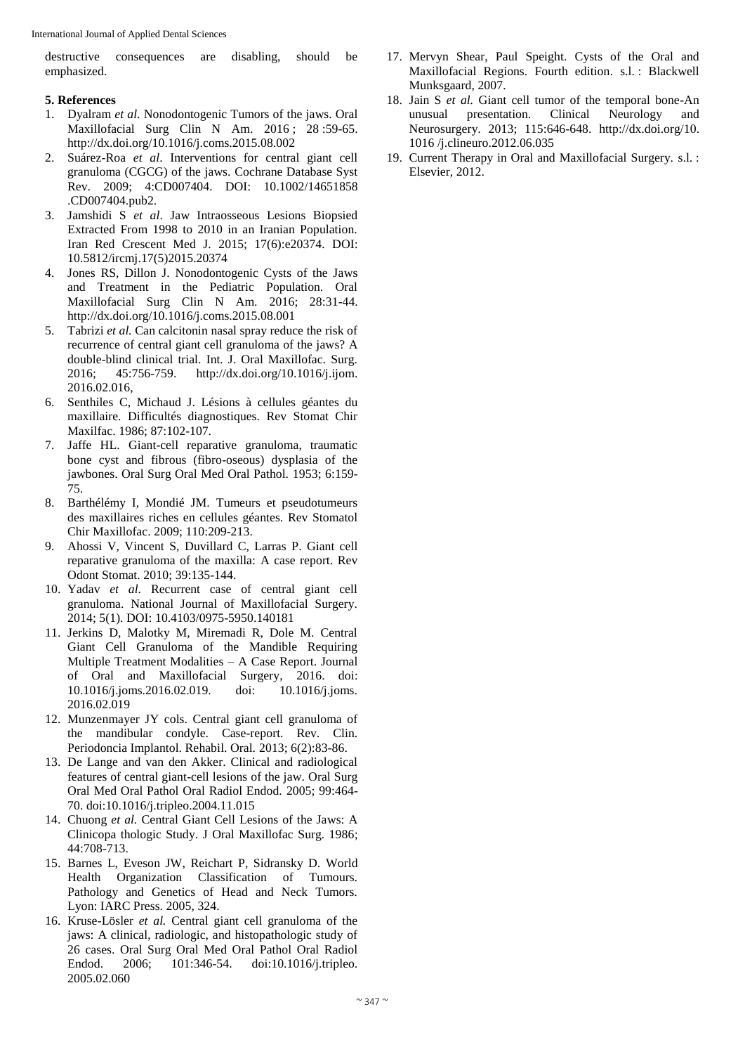destructive consequences are disabling, should be emphasized.

## 5. References

1. Dyalram *et al*. Nonodontogenic Tumors of the jaws. Oral Maxillofacial Surg Clin N Am. 2016 ; 28 :59-65. http://dx.doi.org/10.1016/j.coms.2015.08.002
2. Suárez-Roa *et al*. Interventions for central giant cell granuloma (CGCG) of the jaws. Cochrane Database Syst Rev. 2009; 4:CD007404. DOI: 10.1002/14651858 .CD007404.pub2.
3. Jamshidi S *et al*. Jaw Intraosseous Lesions Biopsied Extracted From 1998 to 2010 in an Iranian Population. Iran Red Crescent Med J. 2015; 17(6):e20374. DOI: 10.5812/ircmj.17(5)2015.20374
4. Jones RS, Dillon J. Nonodontogenic Cysts of the Jaws and Treatment in the Pediatric Population. Oral Maxillofacial Surg Clin N Am. 2016; 28:31-44. http://dx.doi.org/10.1016/j.coms.2015.08.001
5. Tabrizi *et al.* Can calcitonin nasal spray reduce the risk of recurrence of central giant cell granuloma of the jaws? A double-blind clinical trial. Int. J. Oral Maxillofac. Surg. 2016; 45:756-759. http://dx.doi.org/10.1016/j.ijom. 2016.02.016,
6. Senthiles C, Michaud J. Lésions à cellules géantes du maxillaire. Difficultés diagnostiques. Rev Stomat Chir Maxilfac. 1986; 87:102-107.
7. Jaffe HL. Giant-cell reparative granuloma, traumatic bone cyst and fibrous (fibro-oseous) dysplasia of the jawbones. Oral Surg Oral Med Oral Pathol. 1953; 6:159-75.
8. Barthélémy I, Mondié JM. Tumeurs et pseudotumeurs des maxillaires riches en cellules géantes. Rev Stomatol Chir Maxillofac. 2009; 110:209-213.
9. Ahossi V, Vincent S, Duvillard C, Larras P. Giant cell reparative granuloma of the maxilla: A case report. Rev Odont Stomat. 2010; 39:135-144.
10. Yadav *et al*. Recurrent case of central giant cell granuloma. National Journal of Maxillofacial Surgery. 2014; 5(1). DOI: 10.4103/0975-5950.140181
11. Jerkins D, Malotky M, Miremadi R, Dole M. Central Giant Cell Granuloma of the Mandible Requiring Multiple Treatment Modalities – A Case Report. Journal of Oral and Maxillofacial Surgery, 2016. doi: 10.1016/j.joms.2016.02.019. doi: 10.1016/j.joms. 2016.02.019
12. Munzenmayer JY cols. Central giant cell granuloma of the mandibular condyle. Case-report. Rev. Clin. Periodoncia Implantol. Rehabil. Oral. 2013; 6(2):83-86.
13. De Lange and van den Akker. Clinical and radiological features of central giant-cell lesions of the jaw. Oral Surg Oral Med Oral Pathol Oral Radiol Endod. 2005; 99:464-70. doi:10.1016/j.tripleo.2004.11.015
14. Chuong *et al.* Central Giant Cell Lesions of the Jaws: A Clinicopa thologic Study. J Oral Maxillofac Surg. 1986; 44:708-713.
15. Barnes L, Eveson JW, Reichart P, Sidransky D. World Health Organization Classification of Tumours. Pathology and Genetics of Head and Neck Tumors. Lyon: IARC Press. 2005, 324.
16. Kruse-Lösler *et al.* Central giant cell granuloma of the jaws: A clinical, radiologic, and histopathologic study of 26 cases. Oral Surg Oral Med Oral Pathol Oral Radiol Endod. 2006; 101:346-54. doi:10.1016/j.tripleo. 2005.02.060
17. Mervyn Shear, Paul Speight. Cysts of the Oral and Maxillofacial Regions. Fourth edition. s.l. : Blackwell Munksgaard, 2007.
18. Jain S *et al.* Giant cell tumor of the temporal bone-An unusual presentation. Clinical Neurology and Neurosurgery. 2013; 115:646-648. http://dx.doi.org/10. 1016 /j.clineuro.2012.06.035
19. Current Therapy in Oral and Maxillofacial Surgery. s.l. : Elsevier, 2012.